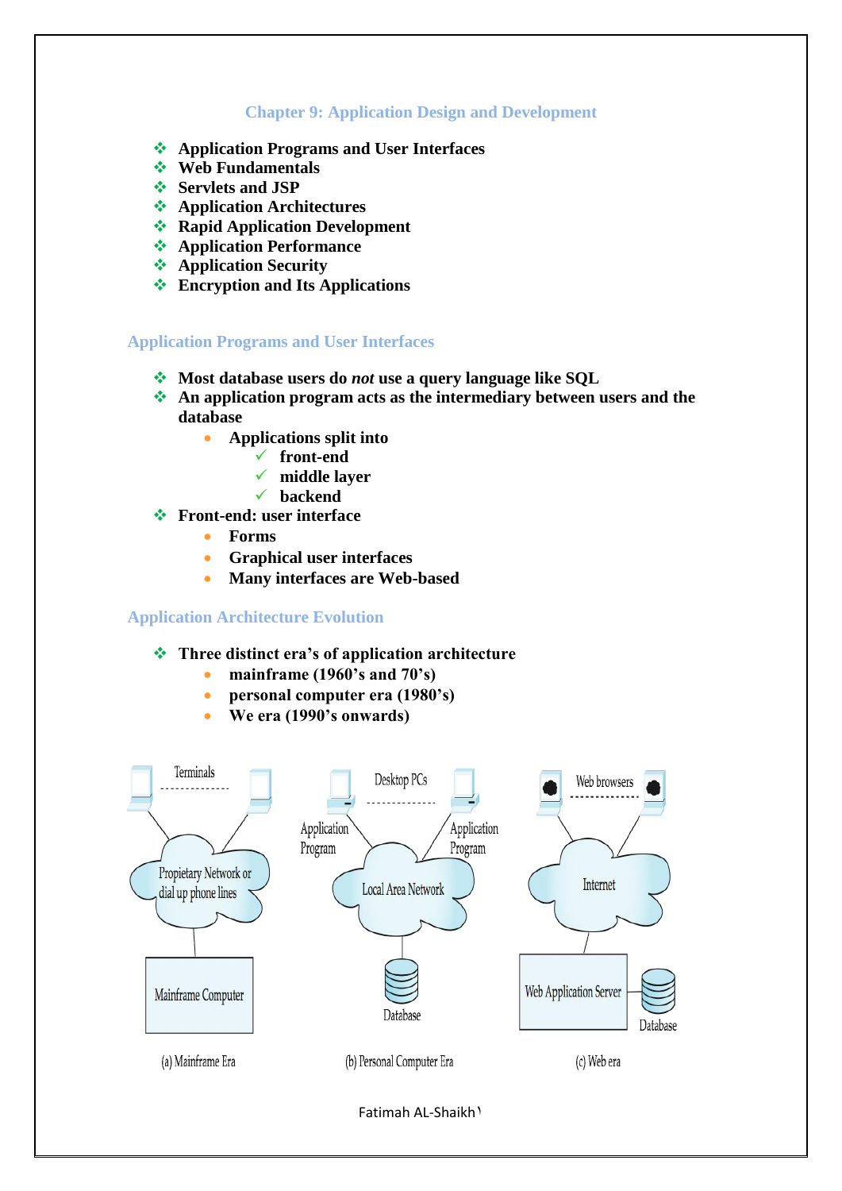## Chapter 9: Application Design and Development

- **Application Programs and User Interfaces**
- **Web Fundamentals**
- **Servlets and JSP**
- **Application Architectures**
- **Rapid Application Development**
- **Application Performance**
- **Application Security**
- **Encryption and Its Applications**

### Application Programs and User Interfaces

- **Most database users do *not* use a query language like SQL**
- **An application program acts as the intermediary between users and the database**
  - **Applications split into**
    - **front-end**
    - **middle layer**
    - **backend**
- **Front-end: user interface**
  - **Forms**
  - **Graphical user interfaces**
  - **Many interfaces are Web-based**

### Application Architecture Evolution

- **Three distinct era's of application architecture**
  - **mainframe (1960's and 70's)**
  - **personal computer era (1980's)**
  - **We era (1990's onwards)**

Terminals — Propietary Network or dial up phone lines — Mainframe Computer

Desktop PCs — Application Program — Application Program — Local Area Network — Database

Web browsers — Internet — Web Application Server — Database

(a) Mainframe Era (b) Personal Computer Era (c) Web era

Fatimah AL-Shaikh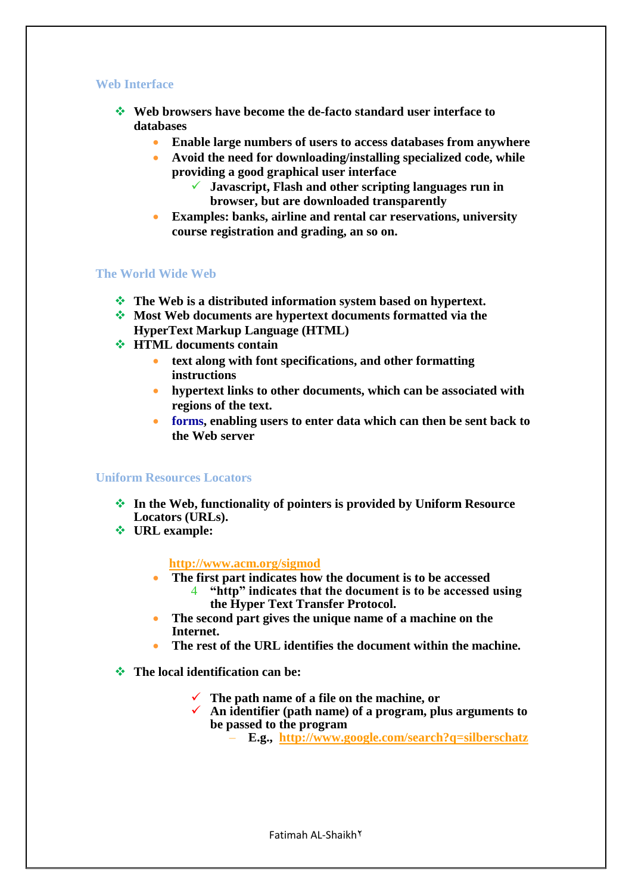## Web Interface

- **Web browsers have become the de-facto standard user interface to databases**
  - **Enable large numbers of users to access databases from anywhere**
  - **Avoid the need for downloading/installing specialized code, while providing a good graphical user interface**
    - **Javascript, Flash and other scripting languages run in browser, but are downloaded transparently**
  - **Examples: banks, airline and rental car reservations, university course registration and grading, an so on.**

## The World Wide Web

- **The Web is a distributed information system based on hypertext.**
- **Most Web documents are hypertext documents formatted via the HyperText Markup Language (HTML)**
- **HTML documents contain**
  - **text along with font specifications, and other formatting instructions**
  - **hypertext links to other documents, which can be associated with regions of the text.**
  - **forms, enabling users to enter data which can then be sent back to the Web server**

## Uniform Resources Locators

- **In the Web, functionality of pointers is provided by Uniform Resource Locators (URLs).**
- **URL example:**

  **http://www.acm.org/sigmod**

  - **The first part indicates how the document is to be accessed**
    - **"http" indicates that the document is to be accessed using the Hyper Text Transfer Protocol.**
  - **The second part gives the unique name of a machine on the Internet.**
  - **The rest of the URL identifies the document within the machine.**

- **The local identification can be:**
  - **The path name of a file on the machine, or**
  - **An identifier (path name) of a program, plus arguments to be passed to the program**
    - **E.g., http://www.google.com/search?q=silberschatz**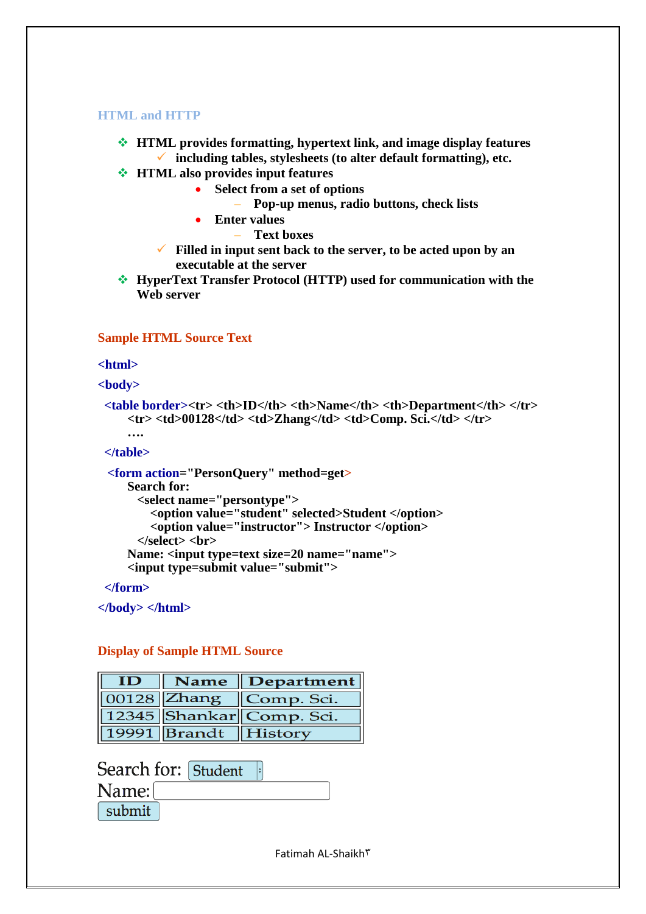## HTML and HTTP

- HTML provides formatting, hypertext link, and image display features
  - including tables, stylesheets (to alter default formatting), etc.
- HTML also provides input features
  - Select from a set of options
    - Pop-up menus, radio buttons, check lists
  - Enter values
    - Text boxes
  - Filled in input sent back to the server, to be acted upon by an executable at the server
- HyperText Transfer Protocol (HTTP) used for communication with the Web server

## Sample HTML Source Text

```
<html>
<body>
 <table border><tr> <th>ID</th> <th>Name</th> <th>Department</th> </tr>
     <tr> <td>00128</td> <td>Zhang</td> <td>Comp. Sci.</td> </tr>
     ….
 </table>
  <form action="PersonQuery" method=get>
     Search for:
       <select name="persontype">
          <option value="student" selected>Student </option>
          <option value="instructor"> Instructor </option>
       </select> <br>
     Name: <input type=text size=20 name="name">
     <input type=submit value="submit">
 </form>
</body> </html>
```

## Display of Sample HTML Source

| ID | Name | Department |
|---|---|---|
| 00128 | Zhang | Comp. Sci. |
| 12345 | Shankar | Comp. Sci. |
| 19991 | Brandt | History |

Search for: Student

Name:

submit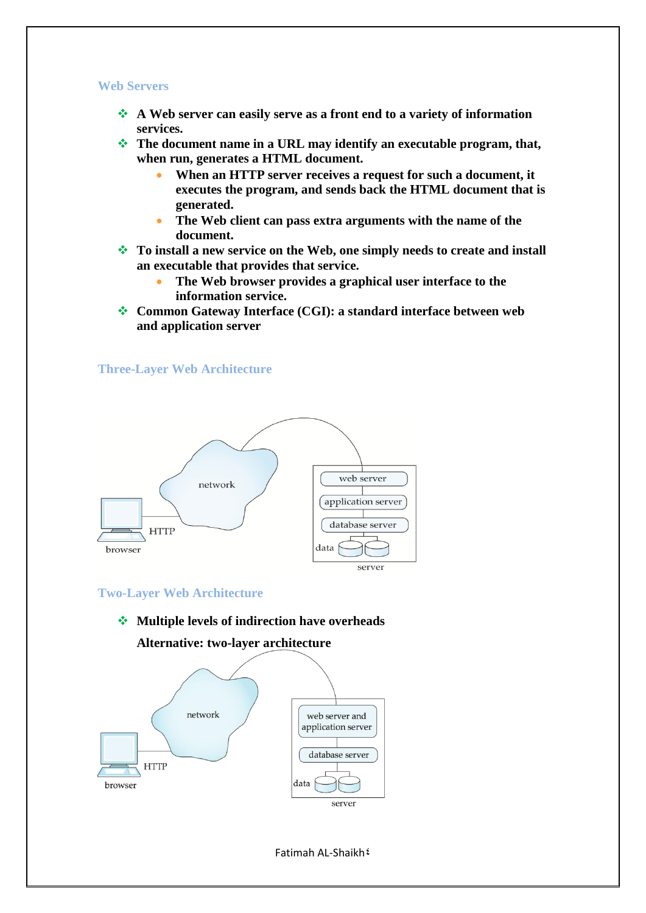## Web Servers

- **A Web server can easily serve as a front end to a variety of information services.**
- **The document name in a URL may identify an executable program, that, when run, generates a HTML document.**
  - **When an HTTP server receives a request for such a document, it executes the program, and sends back the HTML document that is generated.**
  - **The Web client can pass extra arguments with the name of the document.**
- **To install a new service on the Web, one simply needs to create and install an executable that provides that service.**
  - **The Web browser provides a graphical user interface to the information service.**
- **Common Gateway Interface (CGI): a standard interface between web and application server**

## Three-Layer Web Architecture

network

HTTP

browser

web server

application server

database server

data

server

## Two-Layer Web Architecture

- **Multiple levels of indirection have overheads**

  **Alternative: two-layer architecture**

network

HTTP

browser

web server and application server

database server

data

server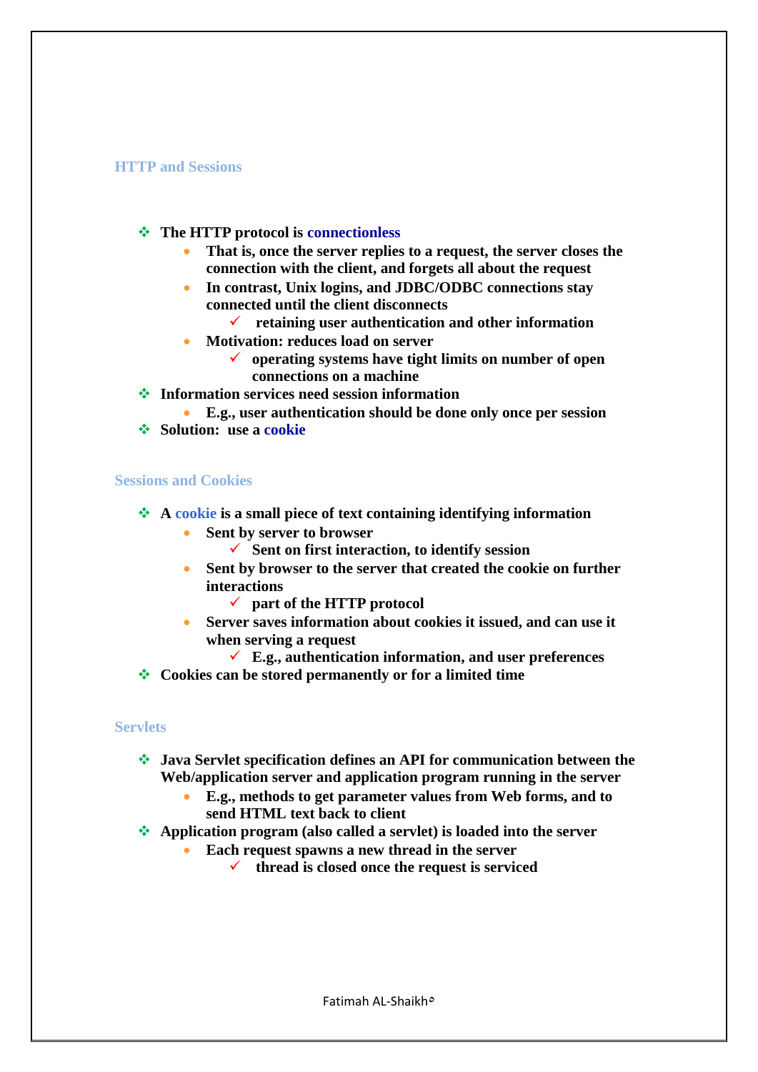## HTTP and Sessions

- **The HTTP protocol is connectionless**
  - **That is, once the server replies to a request, the server closes the connection with the client, and forgets all about the request**
  - **In contrast, Unix logins, and JDBC/ODBC connections stay connected until the client disconnects**
    - **retaining user authentication and other information**
  - **Motivation: reduces load on server**
    - **operating systems have tight limits on number of open connections on a machine**
- **Information services need session information**
  - **E.g., user authentication should be done only once per session**
- **Solution: use a cookie**

## Sessions and Cookies

- **A cookie is a small piece of text containing identifying information**
  - **Sent by server to browser**
    - **Sent on first interaction, to identify session**
  - **Sent by browser to the server that created the cookie on further interactions**
    - **part of the HTTP protocol**
  - **Server saves information about cookies it issued, and can use it when serving a request**
    - **E.g., authentication information, and user preferences**
- **Cookies can be stored permanently or for a limited time**

## Servlets

- **Java Servlet specification defines an API for communication between the Web/application server and application program running in the server**
  - **E.g., methods to get parameter values from Web forms, and to send HTML text back to client**
- **Application program (also called a servlet) is loaded into the server**
  - **Each request spawns a new thread in the server**
    - **thread is closed once the request is serviced**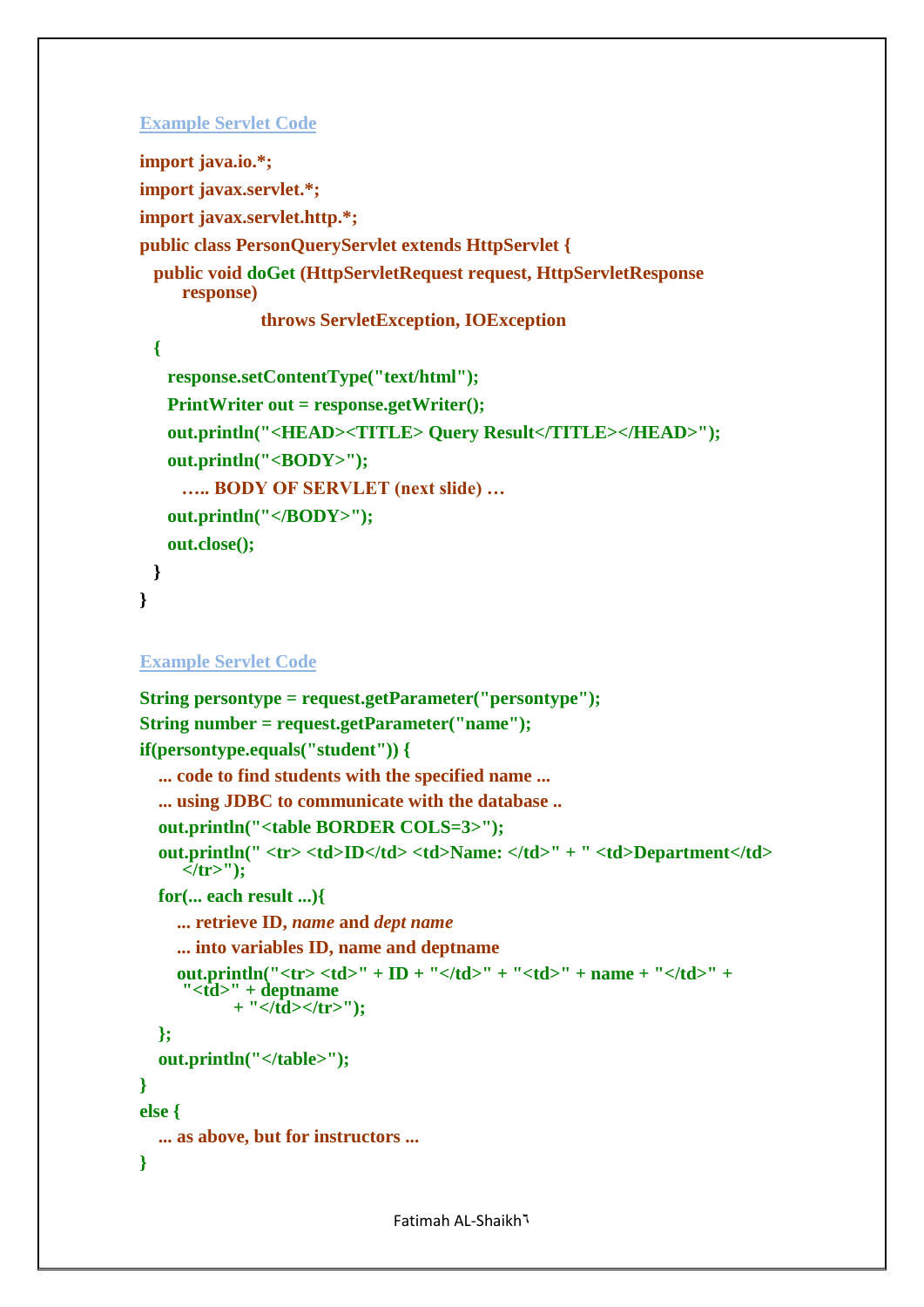## Example Servlet Code

```
import java.io.*;
import javax.servlet.*;
import javax.servlet.http.*;
public class PersonQueryServlet extends HttpServlet {
  public void doGet (HttpServletRequest request, HttpServletResponse
      response)
                  throws ServletException, IOException
  {
    response.setContentType("text/html");
    PrintWriter out = response.getWriter();
    out.println("<HEAD><TITLE> Query Result</TITLE></HEAD>");
    out.println("<BODY>");
      ….. BODY OF SERVLET (next slide) …
    out.println("</BODY>");
    out.close();
  }
}
```

## Example Servlet Code

```
String persontype = request.getParameter("persontype");
String number = request.getParameter("name");
if(persontype.equals("student")) {
   ... code to find students with the specified name ...
   ... using JDBC to communicate with the database ..
   out.println("<table BORDER COLS=3>");
   out.println(" <tr> <td>ID</td> <td>Name: </td>" + " <td>Department</td>
      </tr>");
   for(... each result ...){
      ... retrieve ID, name and dept name
      ... into variables ID, name and deptname
      out.println("<tr> <td>" + ID + "</td>" + "<td>" + name + "</td>" +
       "<td>" + deptname
               + "</td></tr>");
   };
   out.println("</table>");
}
else {
   ... as above, but for instructors ...
}
```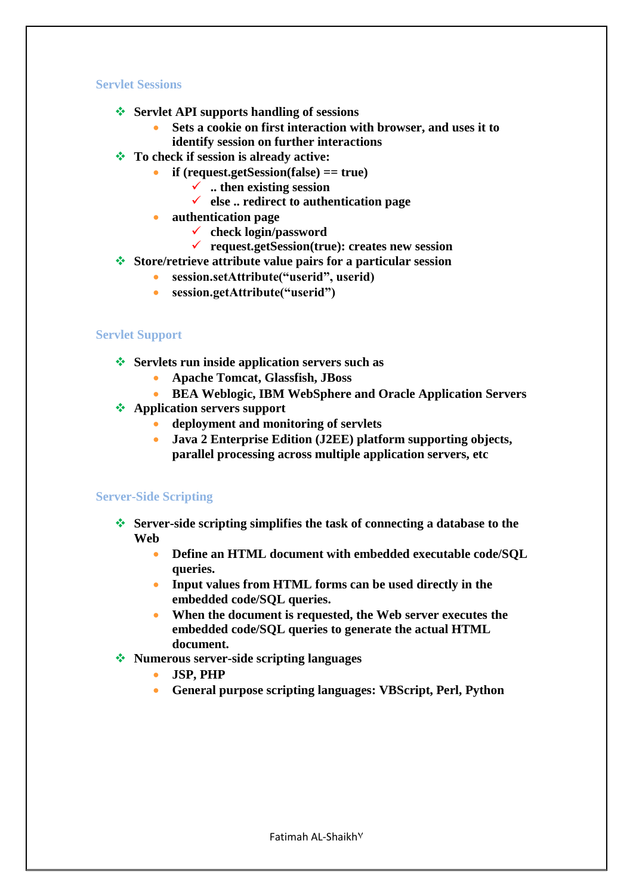## Servlet Sessions

- **Servlet API supports handling of sessions**
    - **Sets a cookie on first interaction with browser, and uses it to identify session on further interactions**
- **To check if session is already active:**
    - **if (request.getSession(false) == true)**
        - **.. then existing session**
        - **else .. redirect to authentication page**
    - **authentication page**
        - **check login/password**
        - **request.getSession(true): creates new session**
- **Store/retrieve attribute value pairs for a particular session**
    - **session.setAttribute("userid", userid)**
    - **session.getAttribute("userid")**

## Servlet Support

- **Servlets run inside application servers such as**
    - **Apache Tomcat, Glassfish, JBoss**
    - **BEA Weblogic, IBM WebSphere and Oracle Application Servers**
- **Application servers support**
    - **deployment and monitoring of servlets**
    - **Java 2 Enterprise Edition (J2EE) platform supporting objects, parallel processing across multiple application servers, etc**

## Server-Side Scripting

- **Server-side scripting simplifies the task of connecting a database to the Web**
    - **Define an HTML document with embedded executable code/SQL queries.**
    - **Input values from HTML forms can be used directly in the embedded code/SQL queries.**
    - **When the document is requested, the Web server executes the embedded code/SQL queries to generate the actual HTML document.**
- **Numerous server-side scripting languages**
    - **JSP, PHP**
    - **General purpose scripting languages: VBScript, Perl, Python**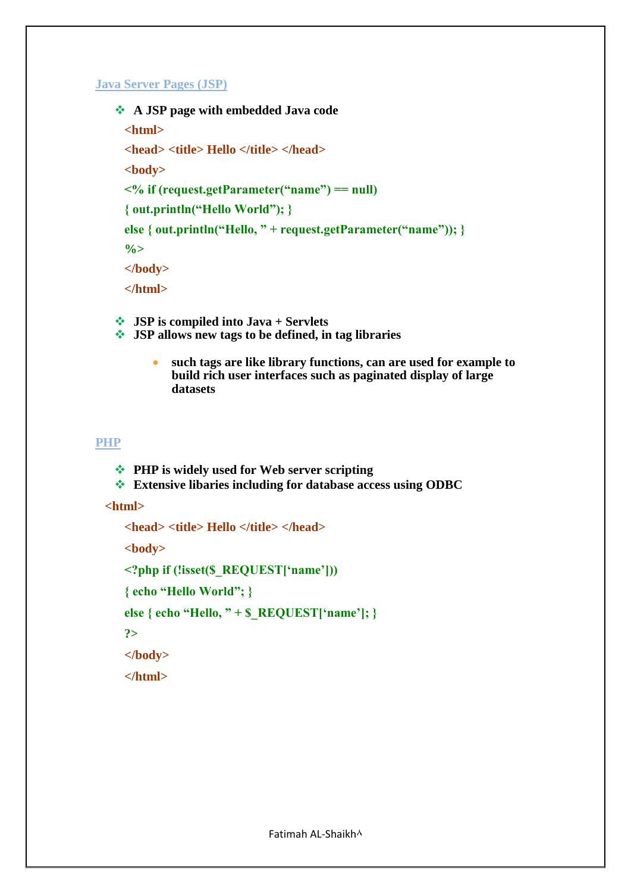## Java Server Pages (JSP)

- **A JSP page with embedded Java code**

```
<html>
<head> <title> Hello </title> </head>
<body>
<% if (request.getParameter("name") == null)
{ out.println("Hello World"); }
else { out.println("Hello, " + request.getParameter("name")); }
%>
</body>
</html>
```

- **JSP is compiled into Java + Servlets**
- **JSP allows new tags to be defined, in tag libraries**
  - **such tags are like library functions, can are used for example to build rich user interfaces such as paginated display of large datasets**

## PHP

- **PHP is widely used for Web server scripting**
- **Extensive libaries including for database access using ODBC**

```
<html>
<head> <title> Hello </title> </head>
<body>
<?php if (!isset($_REQUEST['name']))
{ echo "Hello World"; }
else { echo "Hello, " + $_REQUEST['name']; }
?>
</body>
</html>
```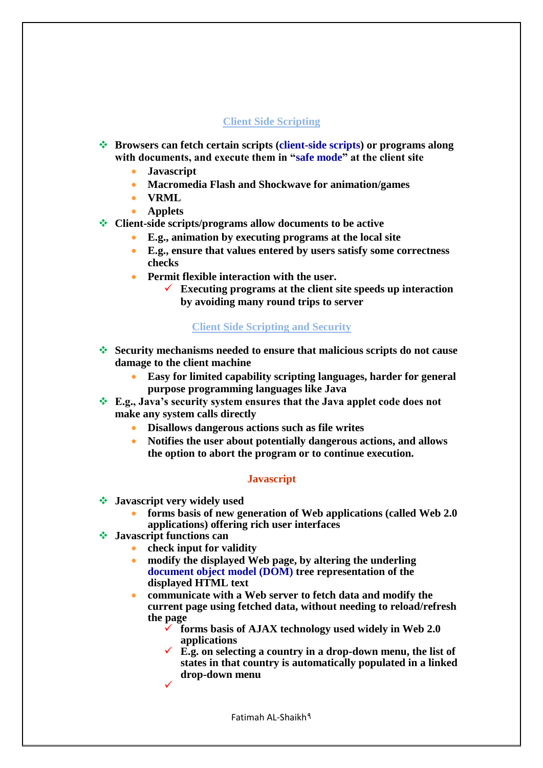## Client Side Scripting

- **Browsers can fetch certain scripts (client-side scripts) or programs along with documents, and execute them in "safe mode" at the client site**
  - **Javascript**
  - **Macromedia Flash and Shockwave for animation/games**
  - **VRML**
  - **Applets**
- **Client-side scripts/programs allow documents to be active**
  - **E.g., animation by executing programs at the local site**
  - **E.g., ensure that values entered by users satisfy some correctness checks**
  - **Permit flexible interaction with the user.**
    - ✓ **Executing programs at the client site speeds up interaction by avoiding many round trips to server**

## Client Side Scripting and Security

- **Security mechanisms needed to ensure that malicious scripts do not cause damage to the client machine**
  - **Easy for limited capability scripting languages, harder for general purpose programming languages like Java**
- **E.g., Java's security system ensures that the Java applet code does not make any system calls directly**
  - **Disallows dangerous actions such as file writes**
  - **Notifies the user about potentially dangerous actions, and allows the option to abort the program or to continue execution.**

## Javascript

- **Javascript very widely used**
  - **forms basis of new generation of Web applications (called Web 2.0 applications) offering rich user interfaces**
- **Javascript functions can**
  - **check input for validity**
  - **modify the displayed Web page, by altering the underling document object model (DOM) tree representation of the displayed HTML text**
  - **communicate with a Web server to fetch data and modify the current page using fetched data, without needing to reload/refresh the page**
    - ✓ **forms basis of AJAX technology used widely in Web 2.0 applications**
    - ✓ **E.g. on selecting a country in a drop-down menu, the list of states in that country is automatically populated in a linked drop-down menu**
    - ✓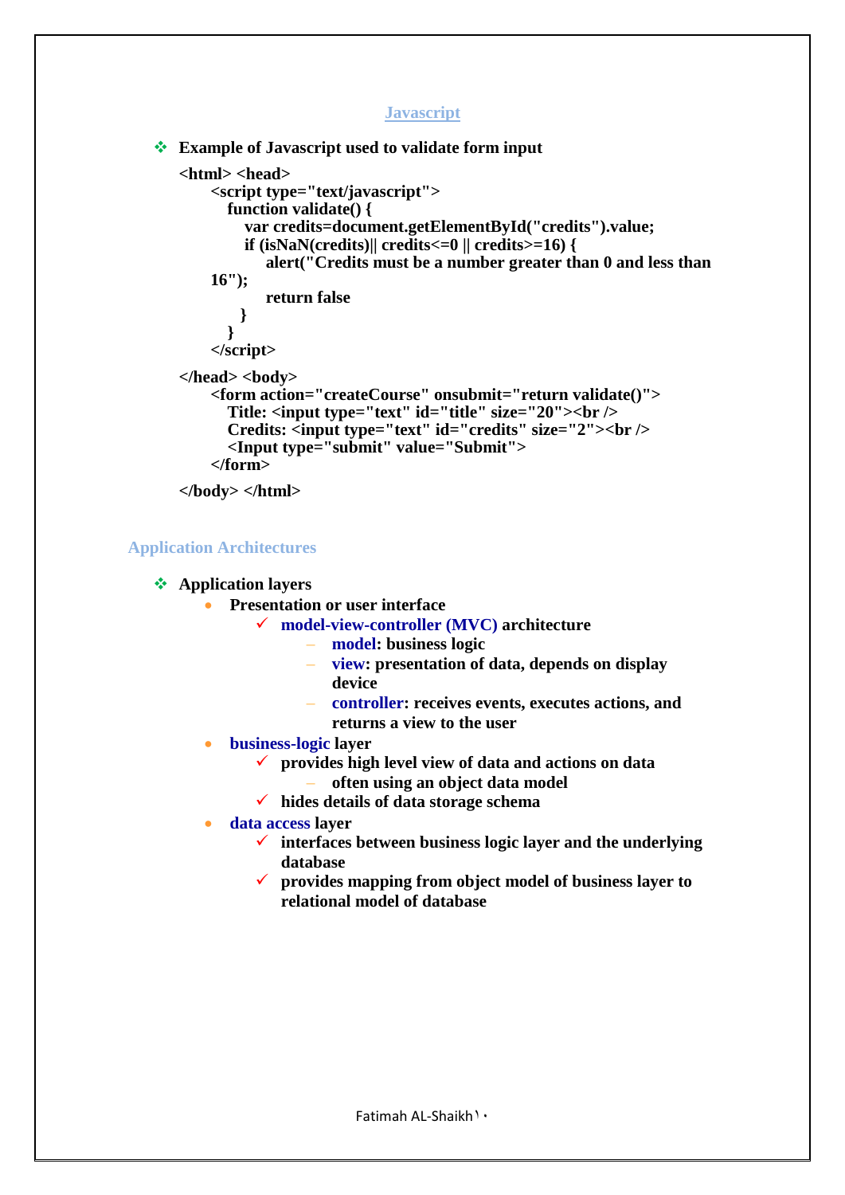## Javascript

- **Example of Javascript used to validate form input**

```
<html> <head>
    <script type="text/javascript">
      function validate() {
         var credits=document.getElementById("credits").value;
         if (isNaN(credits)|| credits<=0 || credits>=16) {
            alert("Credits must be a number greater than 0 and less than
    16");
            return false
         }
      }
    </script>
</head> <body>
    <form action="createCourse" onsubmit="return validate()">
      Title: <input type="text" id="title" size="20"><br />
      Credits: <input type="text" id="credits" size="2"><br />
      <Input type="submit" value="Submit">
    </form>
</body> </html>
```

## Application Architectures

- **Application layers**
  - **Presentation or user interface**
    - **model-view-controller (MVC) architecture**
      - **model: business logic**
      - **view: presentation of data, depends on display device**
      - **controller: receives events, executes actions, and returns a view to the user**
  - **business-logic layer**
    - **provides high level view of data and actions on data**
      - **often using an object data model**
    - **hides details of data storage schema**
  - **data access layer**
    - **interfaces between business logic layer and the underlying database**
    - **provides mapping from object model of business layer to relational model of database**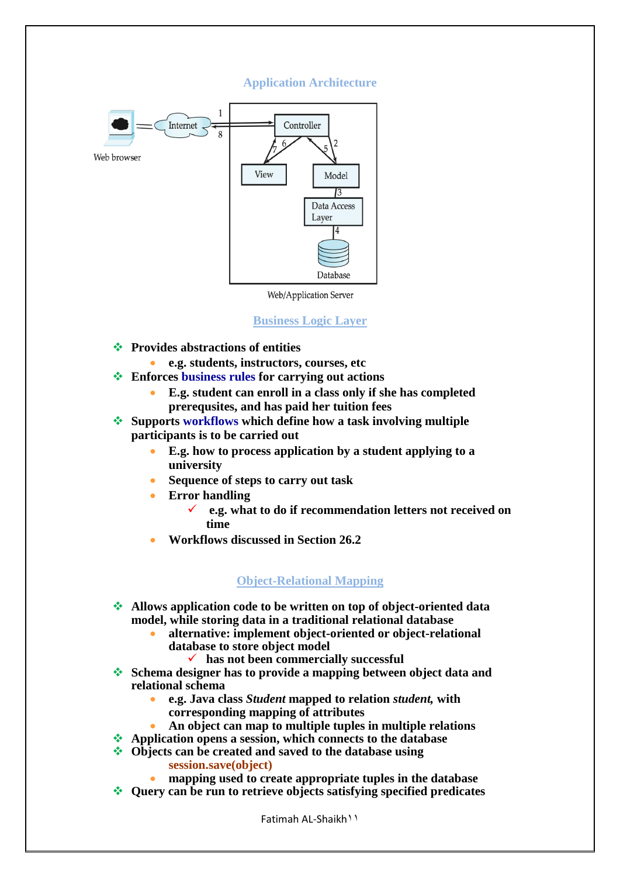## Application Architecture

Web browser — Internet — Web/Application Server (Controller, View, Model, Data Access Layer, Database)

Web/Application Server

## Business Logic Layer

- **Provides abstractions of entities**
  - **e.g. students, instructors, courses, etc**
- **Enforces business rules for carrying out actions**
  - **E.g. student can enroll in a class only if she has completed prerequsites, and has paid her tuition fees**
- **Supports workflows which define how a task involving multiple participants is to be carried out**
  - **E.g. how to process application by a student applying to a university**
  - **Sequence of steps to carry out task**
  - **Error handling**
    - ✓ **e.g. what to do if recommendation letters not received on time**
  - **Workflows discussed in Section 26.2**

## Object-Relational Mapping

- **Allows application code to be written on top of object-oriented data model, while storing data in a traditional relational database**
  - **alternative: implement object-oriented or object-relational database to store object model**
    - ✓ **has not been commercially successful**
- **Schema designer has to provide a mapping between object data and relational schema**
  - **e.g. Java class *Student* mapped to relation *student,* with corresponding mapping of attributes**
  - **An object can map to multiple tuples in multiple relations**
- **Application opens a session, which connects to the database**
- **Objects can be created and saved to the database using**
  **session.save(object)**
  - **mapping used to create appropriate tuples in the database**
- **Query can be run to retrieve objects satisfying specified predicates**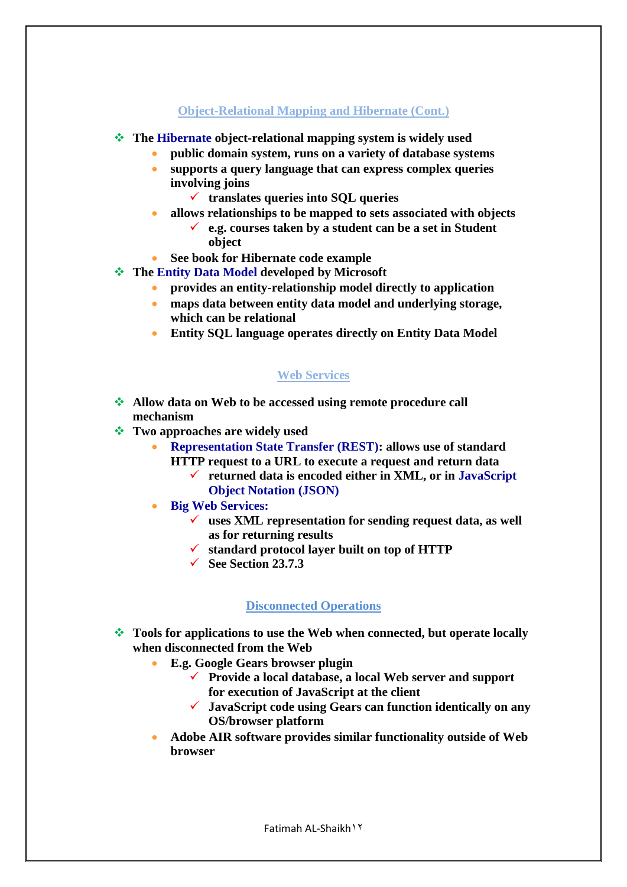## Object-Relational Mapping and Hibernate (Cont.)

- **The Hibernate object-relational mapping system is widely used**
  - **public domain system, runs on a variety of database systems**
  - **supports a query language that can express complex queries involving joins**
    - **translates queries into SQL queries**
  - **allows relationships to be mapped to sets associated with objects**
    - **e.g. courses taken by a student can be a set in Student object**
  - **See book for Hibernate code example**
- **The Entity Data Model developed by Microsoft**
  - **provides an entity-relationship model directly to application**
  - **maps data between entity data model and underlying storage, which can be relational**
  - **Entity SQL language operates directly on Entity Data Model**

## Web Services

- **Allow data on Web to be accessed using remote procedure call mechanism**
- **Two approaches are widely used**
  - **Representation State Transfer (REST): allows use of standard HTTP request to a URL to execute a request and return data**
    - **returned data is encoded either in XML, or in JavaScript Object Notation (JSON)**
  - **Big Web Services:**
    - **uses XML representation for sending request data, as well as for returning results**
    - **standard protocol layer built on top of HTTP**
    - **See Section 23.7.3**

## Disconnected Operations

- **Tools for applications to use the Web when connected, but operate locally when disconnected from the Web**
  - **E.g. Google Gears browser plugin**
    - **Provide a local database, a local Web server and support for execution of JavaScript at the client**
    - **JavaScript code using Gears can function identically on any OS/browser platform**
  - **Adobe AIR software provides similar functionality outside of Web browser**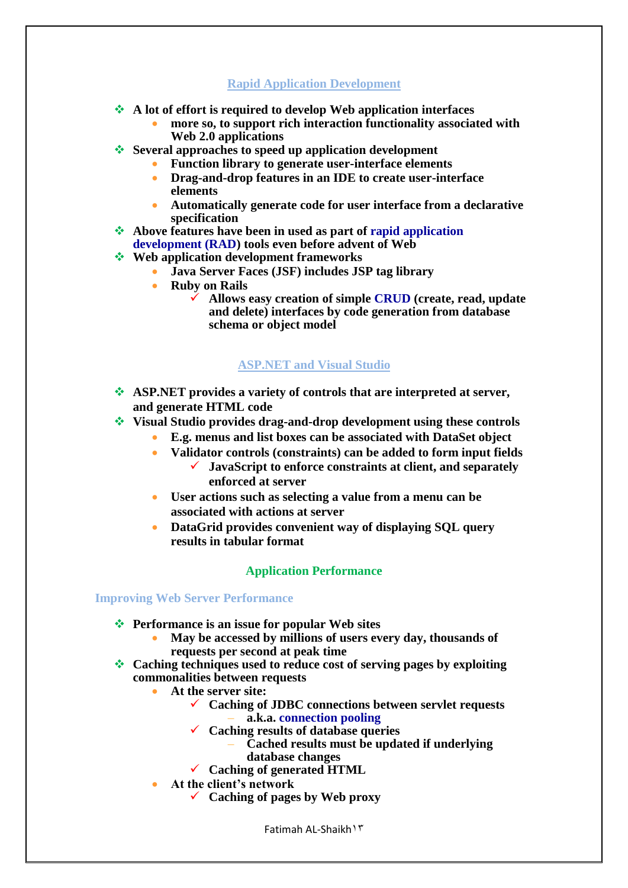## Rapid Application Development

- **A lot of effort is required to develop Web application interfaces**
  - **more so, to support rich interaction functionality associated with Web 2.0 applications**
- **Several approaches to speed up application development**
  - **Function library to generate user-interface elements**
  - **Drag-and-drop features in an IDE to create user-interface elements**
  - **Automatically generate code for user interface from a declarative specification**
- **Above features have been in used as part of rapid application development (RAD) tools even before advent of Web**
- **Web application development frameworks**
  - **Java Server Faces (JSF) includes JSP tag library**
  - **Ruby on Rails**
    - **Allows easy creation of simple CRUD (create, read, update and delete) interfaces by code generation from database schema or object model**

## ASP.NET and Visual Studio

- **ASP.NET provides a variety of controls that are interpreted at server, and generate HTML code**
- **Visual Studio provides drag-and-drop development using these controls**
  - **E.g. menus and list boxes can be associated with DataSet object**
  - **Validator controls (constraints) can be added to form input fields**
    - **JavaScript to enforce constraints at client, and separately enforced at server**
  - **User actions such as selecting a value from a menu can be associated with actions at server**
  - **DataGrid provides convenient way of displaying SQL query results in tabular format**

# Application Performance

### Improving Web Server Performance

- **Performance is an issue for popular Web sites**
  - **May be accessed by millions of users every day, thousands of requests per second at peak time**
- **Caching techniques used to reduce cost of serving pages by exploiting commonalities between requests**
  - **At the server site:**
    - **Caching of JDBC connections between servlet requests**
      - **a.k.a. connection pooling**
    - **Caching results of database queries**
      - **Cached results must be updated if underlying database changes**
    - **Caching of generated HTML**
  - **At the client's network**
    - **Caching of pages by Web proxy**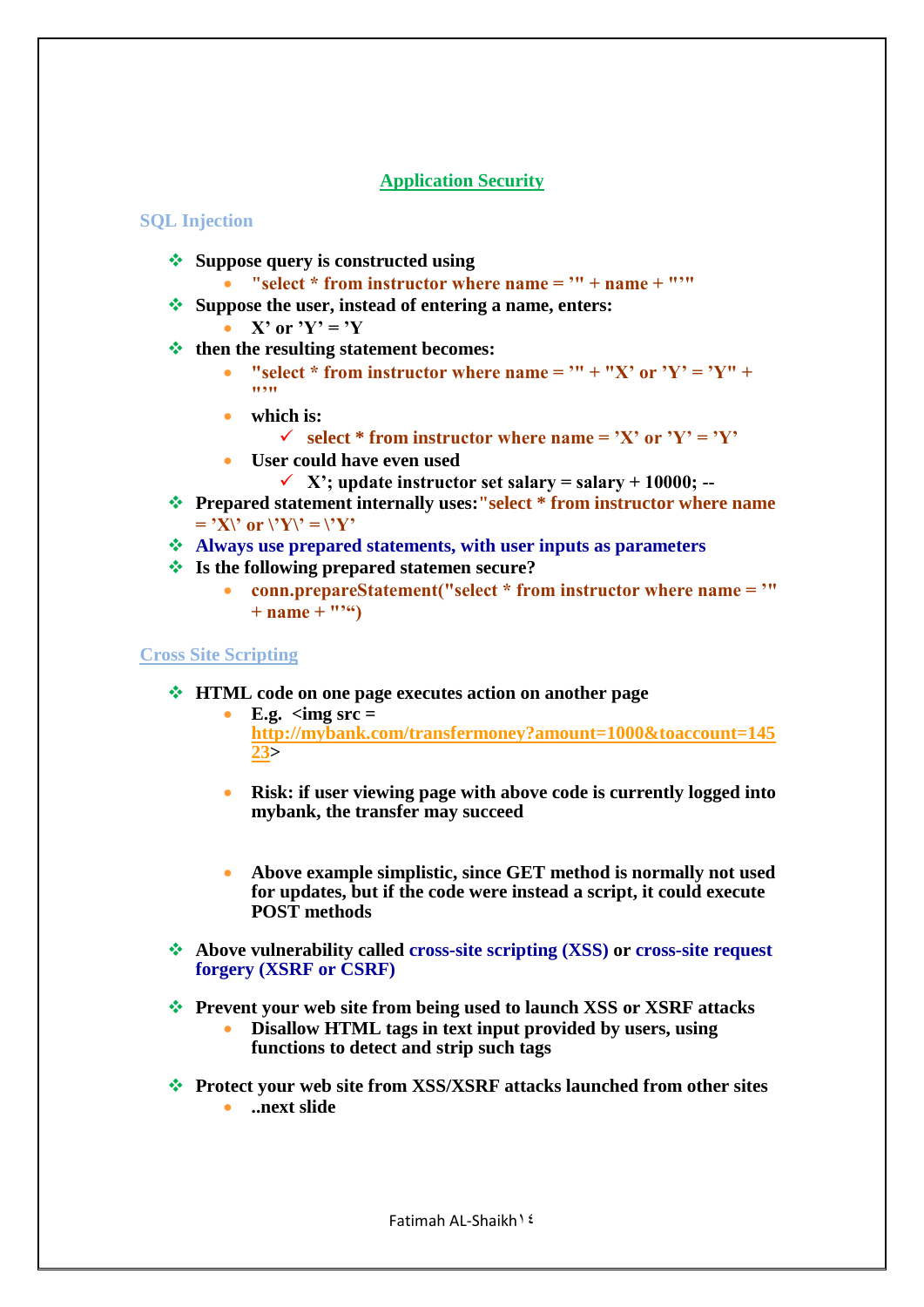## Application Security

### SQL Injection

- **Suppose query is constructed using**
  - **"select * from instructor where name = ’" + name + "’"**
- **Suppose the user, instead of entering a name, enters:**
  - **X’ or ’Y’ = ’Y**
- **then the resulting statement becomes:**
  - **"select * from instructor where name = ’" + "X’ or ’Y’ = ’Y" + "’"**
  - **which is:**
    - ✓ **select * from instructor where name = ’X’ or ’Y’ = ’Y’**
  - **User could have even used**
    - ✓ **X’; update instructor set salary = salary + 10000; --**
- **Prepared statement internally uses:"select * from instructor where name = ’X\’ or \’Y\’ = \’Y’**
- **Always use prepared statements, with user inputs as parameters**
- **Is the following prepared statemen secure?**
  - **conn.prepareStatement("select * from instructor where name = ’" + name + "’“)**

### Cross Site Scripting

- **HTML code on one page executes action on another page**
  - **E.g. <img src = http://mybank.com/transfermoney?amount=1000&toaccount=14523>**
  - **Risk: if user viewing page with above code is currently logged into mybank, the transfer may succeed**
  - **Above example simplistic, since GET method is normally not used for updates, but if the code were instead a script, it could execute POST methods**
- **Above vulnerability called cross-site scripting (XSS) or cross-site request forgery (XSRF or CSRF)**
- **Prevent your web site from being used to launch XSS or XSRF attacks**
  - **Disallow HTML tags in text input provided by users, using functions to detect and strip such tags**
- **Protect your web site from XSS/XSRF attacks launched from other sites**
  - **..next slide**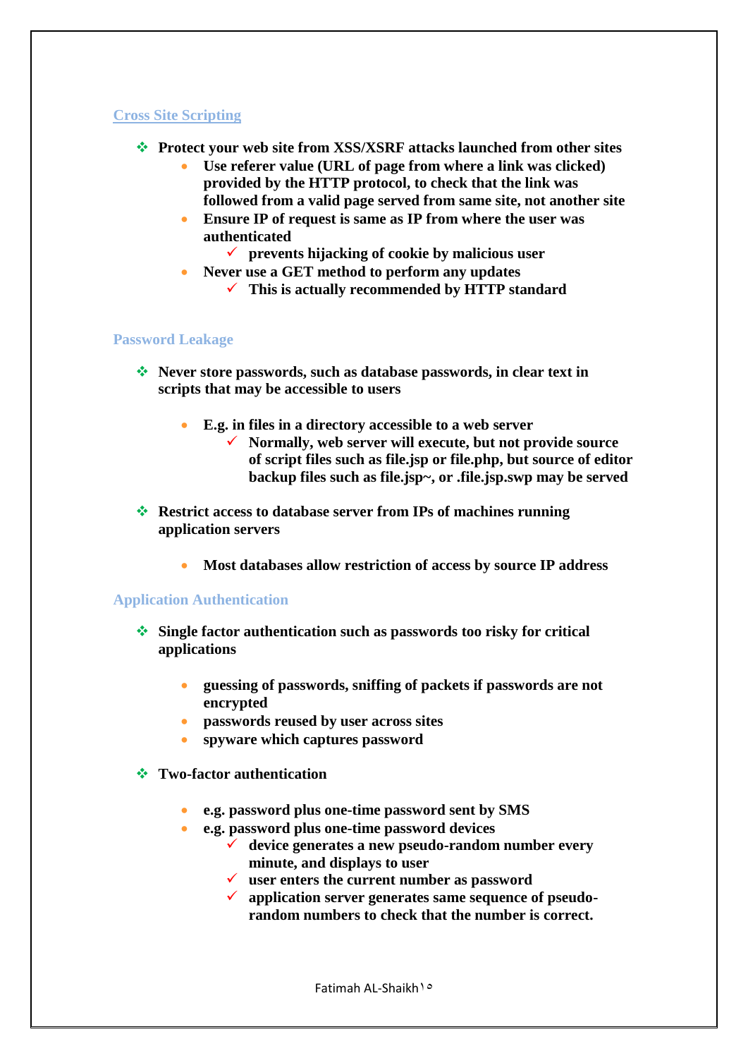## Cross Site Scripting

- **Protect your web site from XSS/XSRF attacks launched from other sites**
  - **Use referer value (URL of page from where a link was clicked) provided by the HTTP protocol, to check that the link was followed from a valid page served from same site, not another site**
  - **Ensure IP of request is same as IP from where the user was authenticated**
    - ✓ **prevents hijacking of cookie by malicious user**
  - **Never use a GET method to perform any updates**
    - ✓ **This is actually recommended by HTTP standard**

## Password Leakage

- **Never store passwords, such as database passwords, in clear text in scripts that may be accessible to users**
  - **E.g. in files in a directory accessible to a web server**
    - ✓ **Normally, web server will execute, but not provide source of script files such as file.jsp or file.php, but source of editor backup files such as file.jsp~, or .file.jsp.swp may be served**
- **Restrict access to database server from IPs of machines running application servers**
  - **Most databases allow restriction of access by source IP address**

## Application Authentication

- **Single factor authentication such as passwords too risky for critical applications**
  - **guessing of passwords, sniffing of packets if passwords are not encrypted**
  - **passwords reused by user across sites**
  - **spyware which captures password**
- **Two-factor authentication**
  - **e.g. password plus one-time password sent by SMS**
  - **e.g. password plus one-time password devices**
    - ✓ **device generates a new pseudo-random number every minute, and displays to user**
    - ✓ **user enters the current number as password**
    - ✓ **application server generates same sequence of pseudo-random numbers to check that the number is correct.**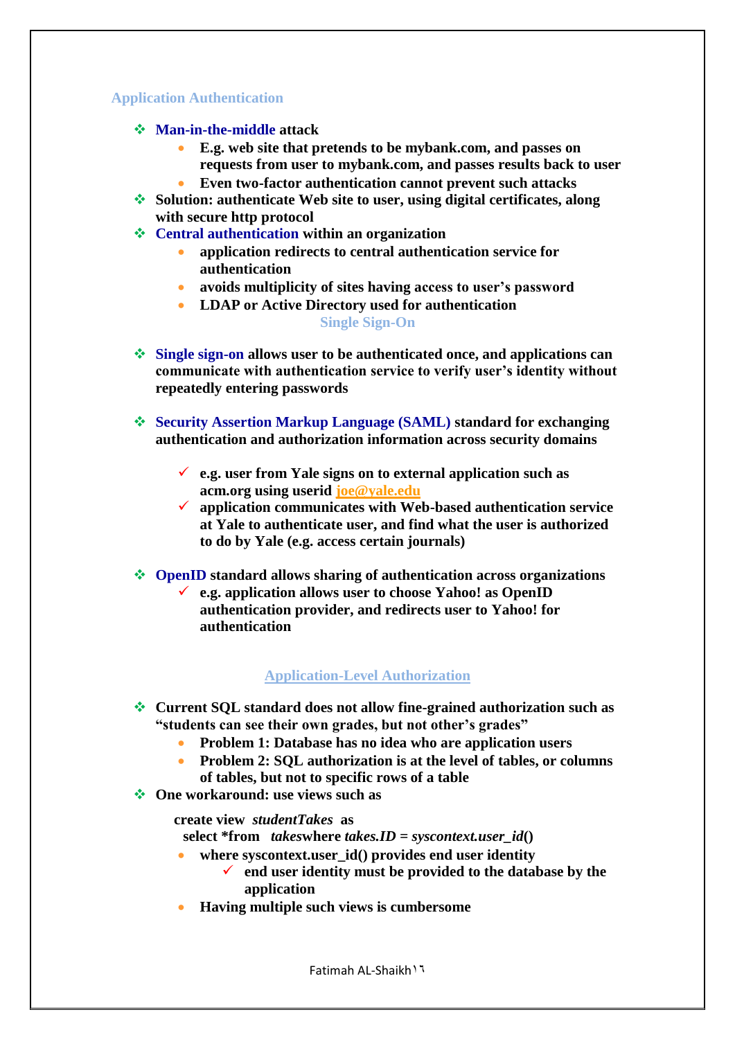## Application Authentication

- **Man-in-the-middle attack**
  - **E.g. web site that pretends to be mybank.com, and passes on requests from user to mybank.com, and passes results back to user**
  - **Even two-factor authentication cannot prevent such attacks**
- **Solution: authenticate Web site to user, using digital certificates, along with secure http protocol**
- **Central authentication within an organization**
  - **application redirects to central authentication service for authentication**
  - **avoids multiplicity of sites having access to user's password**
  - **LDAP or Active Directory used for authentication**

## Single Sign-On

- **Single sign-on allows user to be authenticated once, and applications can communicate with authentication service to verify user's identity without repeatedly entering passwords**

- **Security Assertion Markup Language (SAML) standard for exchanging authentication and authorization information across security domains**

  - **e.g. user from Yale signs on to external application such as acm.org using userid joe@yale.edu**
  - **application communicates with Web-based authentication service at Yale to authenticate user, and find what the user is authorized to do by Yale (e.g. access certain journals)**

- **OpenID standard allows sharing of authentication across organizations**
  - **e.g. application allows user to choose Yahoo! as OpenID authentication provider, and redirects user to Yahoo! for authentication**

## Application-Level Authorization

- **Current SQL standard does not allow fine-grained authorization such as "students can see their own grades, but not other's grades"**
  - **Problem 1: Database has no idea who are application users**
  - **Problem 2: SQL authorization is at the level of tables, or columns of tables, but not to specific rows of a table**
- **One workaround: use views such as**

```
create view studentTakes as
 select *from takeswhere takes.ID = syscontext.user_id()
```

  - **where syscontext.user_id() provides end user identity**
    - **end user identity must be provided to the database by the application**
  - **Having multiple such views is cumbersome**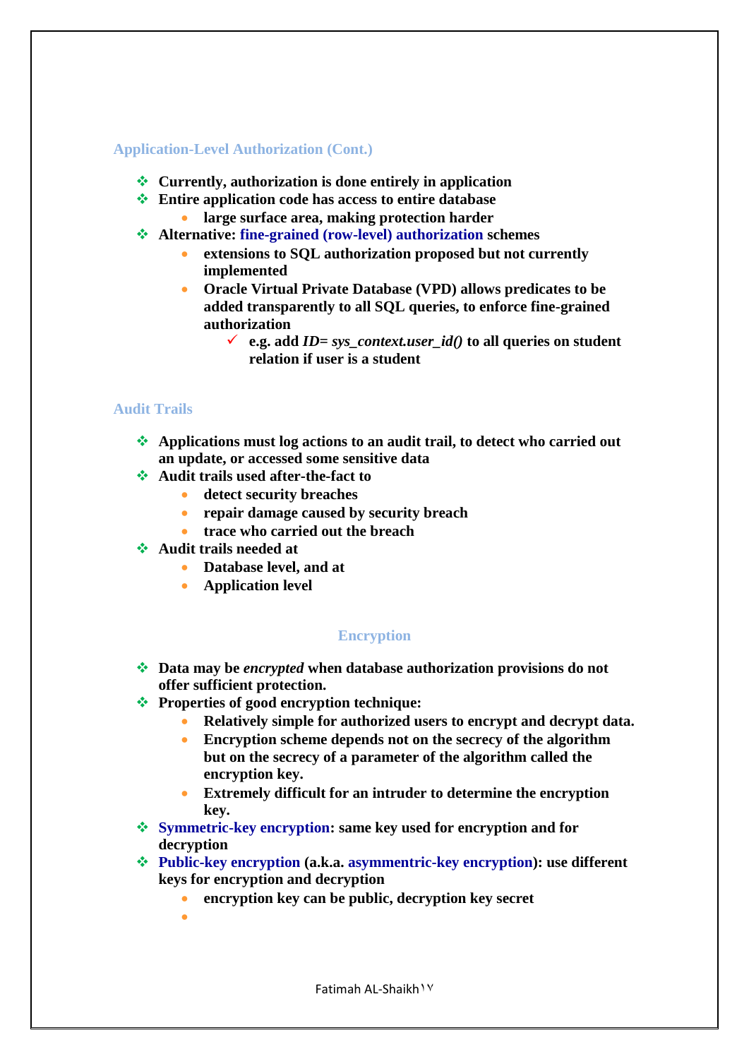### Application-Level Authorization (Cont.)

- **Currently, authorization is done entirely in application**
- **Entire application code has access to entire database**
  - **large surface area, making protection harder**
- **Alternative: fine-grained (row-level) authorization schemes**
  - **extensions to SQL authorization proposed but not currently implemented**
  - **Oracle Virtual Private Database (VPD) allows predicates to be added transparently to all SQL queries, to enforce fine-grained authorization**
    - **e.g. add *ID= sys_context.user_id()* to all queries on student relation if user is a student**

### Audit Trails

- **Applications must log actions to an audit trail, to detect who carried out an update, or accessed some sensitive data**
- **Audit trails used after-the-fact to**
  - **detect security breaches**
  - **repair damage caused by security breach**
  - **trace who carried out the breach**
- **Audit trails needed at**
  - **Database level, and at**
  - **Application level**

### Encryption

- **Data may be *encrypted* when database authorization provisions do not offer sufficient protection.**
- **Properties of good encryption technique:**
  - **Relatively simple for authorized users to encrypt and decrypt data.**
  - **Encryption scheme depends not on the secrecy of the algorithm but on the secrecy of a parameter of the algorithm called the encryption key.**
  - **Extremely difficult for an intruder to determine the encryption key.**
- **Symmetric-key encryption: same key used for encryption and for decryption**
- **Public-key encryption (a.k.a. asymmentric-key encryption): use different keys for encryption and decryption**
  - **encryption key can be public, decryption key secret**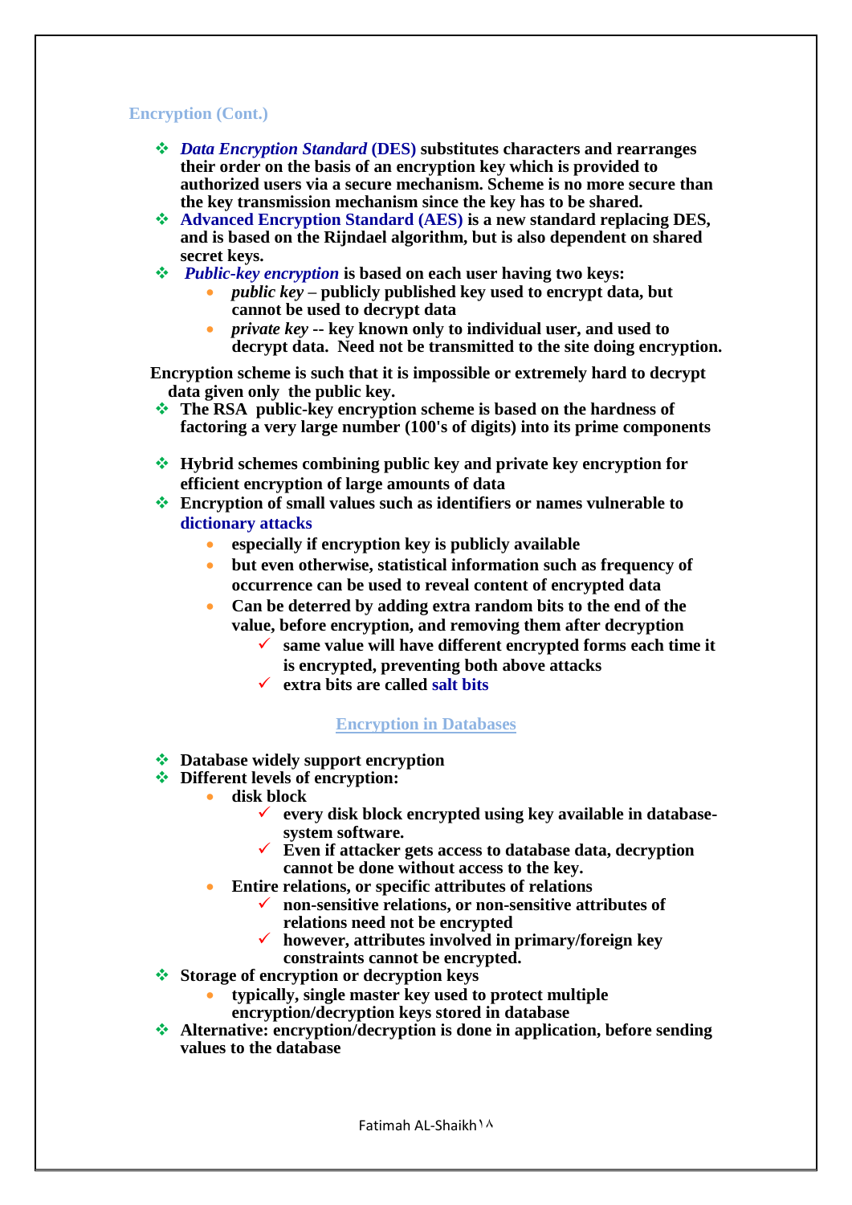## Encryption (Cont.)

- ***Data Encryption Standard* (DES) substitutes characters and rearranges their order on the basis of an encryption key which is provided to authorized users via a secure mechanism. Scheme is no more secure than the key transmission mechanism since the key has to be shared.**
- **Advanced Encryption Standard (AES) is a new standard replacing DES, and is based on the Rijndael algorithm, but is also dependent on shared secret keys.**
- ***Public-key encryption* is based on each user having two keys:**
  - ***public key* – publicly published key used to encrypt data, but cannot be used to decrypt data**
  - ***private key* -- key known only to individual user, and used to decrypt data. Need not be transmitted to the site doing encryption.**

**Encryption scheme is such that it is impossible or extremely hard to decrypt data given only the public key.**

- **The RSA public-key encryption scheme is based on the hardness of factoring a very large number (100's of digits) into its prime components**
- **Hybrid schemes combining public key and private key encryption for efficient encryption of large amounts of data**
- **Encryption of small values such as identifiers or names vulnerable to dictionary attacks**
  - **especially if encryption key is publicly available**
  - **but even otherwise, statistical information such as frequency of occurrence can be used to reveal content of encrypted data**
  - **Can be deterred by adding extra random bits to the end of the value, before encryption, and removing them after decryption**
    - ✓ **same value will have different encrypted forms each time it is encrypted, preventing both above attacks**
    - ✓ **extra bits are called salt bits**

## Encryption in Databases

- **Database widely support encryption**
- **Different levels of encryption:**
  - **disk block**
    - ✓ **every disk block encrypted using key available in database-system software.**
    - ✓ **Even if attacker gets access to database data, decryption cannot be done without access to the key.**
  - **Entire relations, or specific attributes of relations**
    - ✓ **non-sensitive relations, or non-sensitive attributes of relations need not be encrypted**
    - ✓ **however, attributes involved in primary/foreign key constraints cannot be encrypted.**
- **Storage of encryption or decryption keys**
  - **typically, single master key used to protect multiple encryption/decryption keys stored in database**
- **Alternative: encryption/decryption is done in application, before sending values to the database**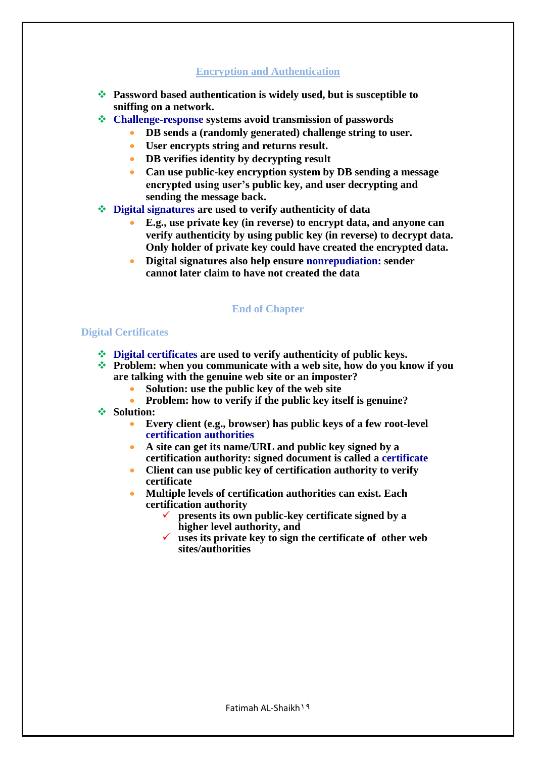## Encryption and Authentication

- **Password based authentication is widely used, but is susceptible to sniffing on a network.**
- **Challenge-response systems avoid transmission of passwords**
  - **DB sends a (randomly generated) challenge string to user.**
  - **User encrypts string and returns result.**
  - **DB verifies identity by decrypting result**
  - **Can use public-key encryption system by DB sending a message encrypted using user's public key, and user decrypting and sending the message back.**
- **Digital signatures are used to verify authenticity of data**
  - **E.g., use private key (in reverse) to encrypt data, and anyone can verify authenticity by using public key (in reverse) to decrypt data. Only holder of private key could have created the encrypted data.**
  - **Digital signatures also help ensure nonrepudiation: sender cannot later claim to have not created the data**

## End of Chapter

## Digital Certificates

- **Digital certificates are used to verify authenticity of public keys.**
- **Problem: when you communicate with a web site, how do you know if you are talking with the genuine web site or an imposter?**
  - **Solution: use the public key of the web site**
  - **Problem: how to verify if the public key itself is genuine?**
- **Solution:**
  - **Every client (e.g., browser) has public keys of a few root-level certification authorities**
  - **A site can get its name/URL and public key signed by a certification authority: signed document is called a certificate**
  - **Client can use public key of certification authority to verify certificate**
  - **Multiple levels of certification authorities can exist. Each certification authority**
    - ✓ **presents its own public-key certificate signed by a higher level authority, and**
    - ✓ **uses its private key to sign the certificate of other web sites/authorities**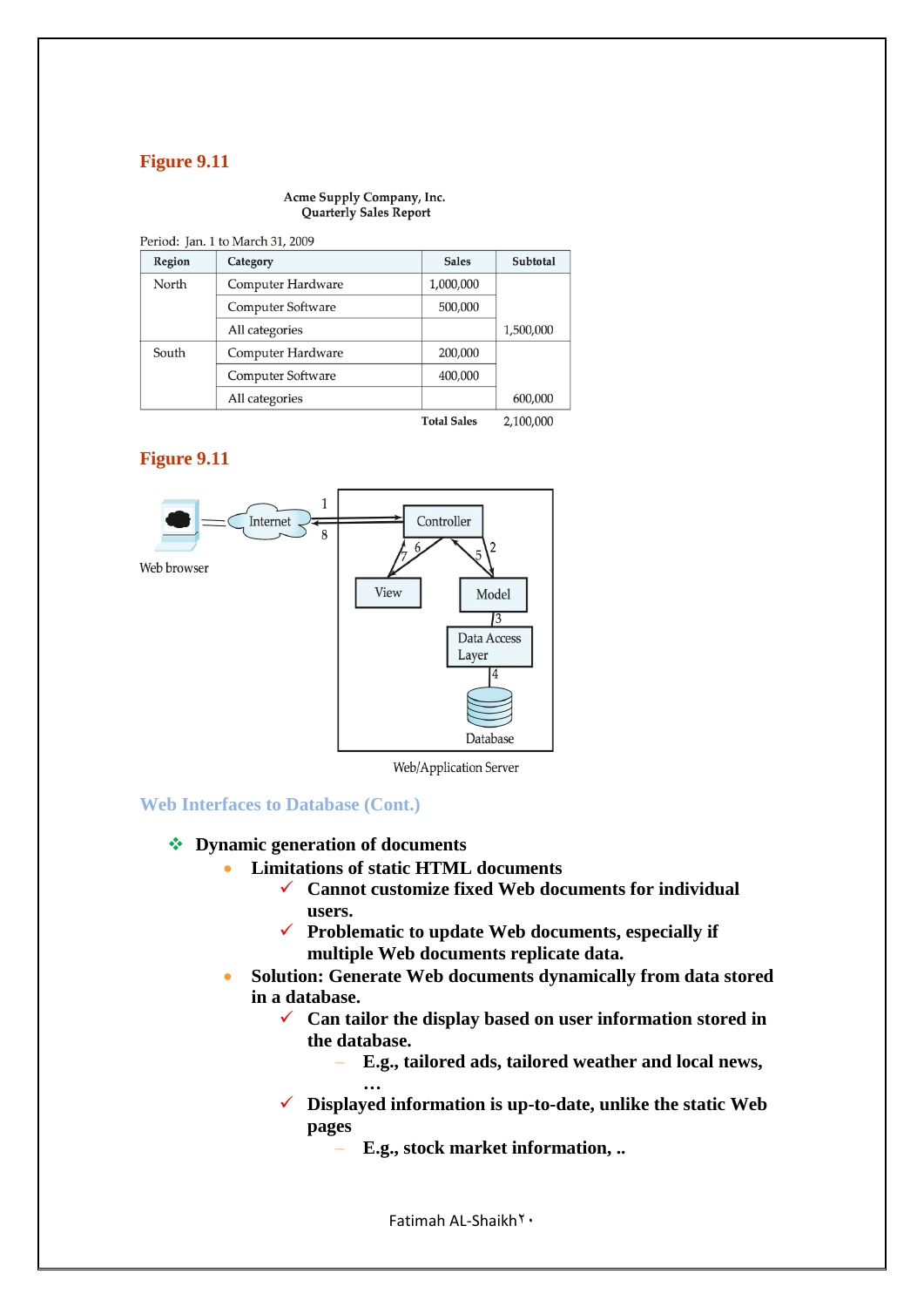**Figure 9.11**

Acme Supply Company, Inc.
Quarterly Sales Report

Period: Jan. 1 to March 31, 2009

| Region | Category | Sales | Subtotal |
|---|---|---|---|
| North | Computer Hardware | 1,000,000 | |
| | Computer Software | 500,000 | |
| | All categories | | 1,500,000 |
| South | Computer Hardware | 200,000 | |
| | Computer Software | 400,000 | |
| | All categories | | 600,000 |
| | | Total Sales | 2,100,000 |

**Figure 9.11**

Web browser
Internet
1
8
Controller
7
6
5
2
View
Model
3
Data Access Layer
4
Database
Web/Application Server

## Web Interfaces to Database (Cont.)

- **Dynamic generation of documents**
  - **Limitations of static HTML documents**
    - **Cannot customize fixed Web documents for individual users.**
    - **Problematic to update Web documents, especially if multiple Web documents replicate data.**
  - **Solution: Generate Web documents dynamically from data stored in a database.**
    - **Can tailor the display based on user information stored in the database.**
      - **E.g., tailored ads, tailored weather and local news, …**
    - **Displayed information is up-to-date, unlike the static Web pages**
      - **E.g., stock market information, ..**